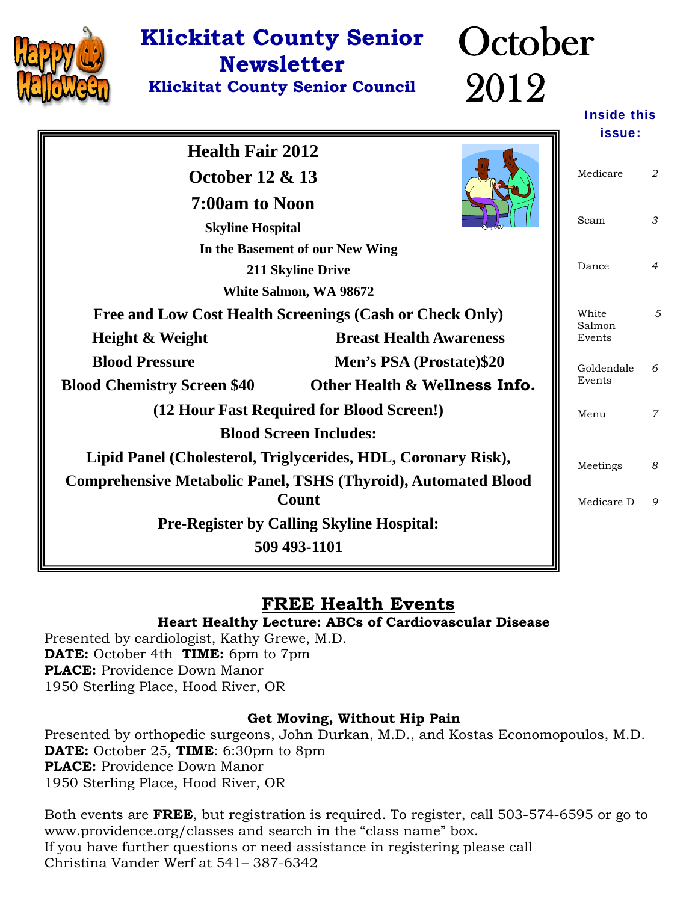# Klickitat County Senior Newsletter

## Klickitat County Senior Council

# October 2012

**Inside this issue:**

| | |
|---|---|
| Medicare | 2 |
| Scam | 3 |
| Dance | 4 |
| White Salmon Events | 5 |
| Goldendale Events | 6 |
| Menu | 7 |
| Meetings | 8 |
| Medicare D | 9 |

## Health Fair 2012

**October 12 & 13**

**7:00am to Noon**

**Skyline Hospital**

**In the Basement of our New Wing**

**211 Skyline Drive**

**White Salmon, WA 98672**

**Free and Low Cost Health Screenings (Cash or Check Only)**

| | |
|---|---|
| **Height & Weight** | **Breast Health Awareness** |
| **Blood Pressure** | **Men's PSA (Prostate)$20** |
| **Blood Chemistry Screen $40** | **Other Health & Wellness Info.** |

**(12 Hour Fast Required for Blood Screen!)**

**Blood Screen Includes:**

**Lipid Panel (Cholesterol, Triglycerides, HDL, Coronary Risk), Comprehensive Metabolic Panel, TSHS (Thyroid), Automated Blood Count**

**Pre-Register by Calling Skyline Hospital:**

**509 493-1101**

## FREE Health Events

### Heart Healthy Lecture: ABCs of Cardiovascular Disease

Presented by cardiologist, Kathy Grewe, M.D.
**DATE:** October 4th **TIME:** 6pm to 7pm
**PLACE:** Providence Down Manor
1950 Sterling Place, Hood River, OR

### Get Moving, Without Hip Pain

Presented by orthopedic surgeons, John Durkan, M.D., and Kostas Economopoulos, M.D.
**DATE:** October 25, **TIME**: 6:30pm to 8pm
**PLACE:** Providence Down Manor
1950 Sterling Place, Hood River, OR

Both events are **FREE**, but registration is required. To register, call 503-574-6595 or go to www.providence.org/classes and search in the "class name" box.
If you have further questions or need assistance in registering please call Christina Vander Werf at 541– 387-6342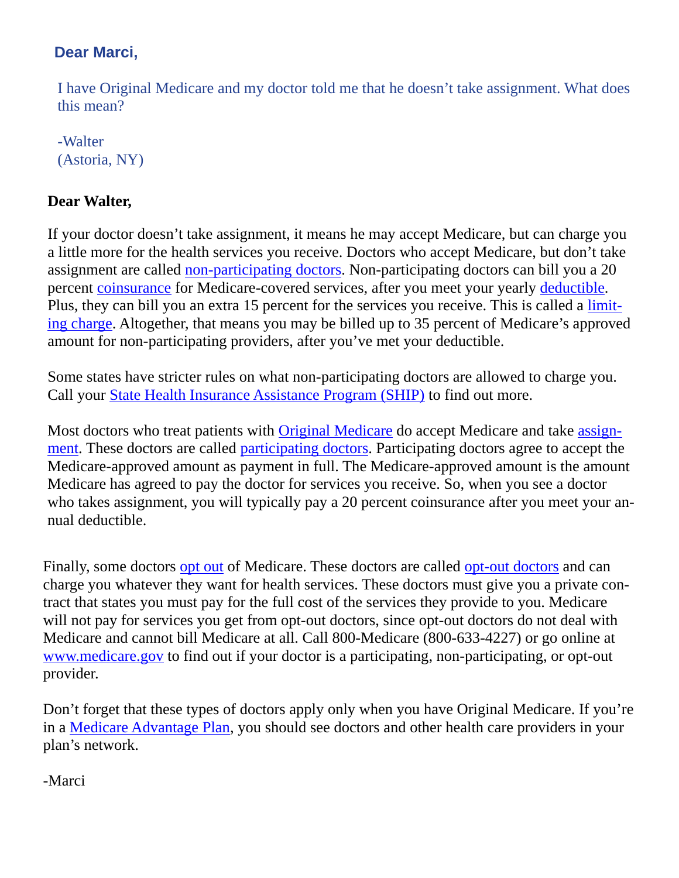**Dear Marci,**

I have Original Medicare and my doctor told me that he doesn't take assignment. What does this mean?

-Walter
(Astoria, NY)

**Dear Walter,**

If your doctor doesn't take assignment, it means he may accept Medicare, but can charge you a little more for the health services you receive. Doctors who accept Medicare, but don't take assignment are called non-participating doctors. Non-participating doctors can bill you a 20 percent coinsurance for Medicare-covered services, after you meet your yearly deductible. Plus, they can bill you an extra 15 percent for the services you receive. This is called a limiting charge. Altogether, that means you may be billed up to 35 percent of Medicare's approved amount for non-participating providers, after you've met your deductible.

Some states have stricter rules on what non-participating doctors are allowed to charge you. Call your State Health Insurance Assistance Program (SHIP) to find out more.

Most doctors who treat patients with Original Medicare do accept Medicare and take assignment. These doctors are called participating doctors. Participating doctors agree to accept the Medicare-approved amount as payment in full. The Medicare-approved amount is the amount Medicare has agreed to pay the doctor for services you receive. So, when you see a doctor who takes assignment, you will typically pay a 20 percent coinsurance after you meet your annual deductible.

Finally, some doctors opt out of Medicare. These doctors are called opt-out doctors and can charge you whatever they want for health services. These doctors must give you a private contract that states you must pay for the full cost of the services they provide to you. Medicare will not pay for services you get from opt-out doctors, since opt-out doctors do not deal with Medicare and cannot bill Medicare at all. Call 800-Medicare (800-633-4227) or go online at www.medicare.gov to find out if your doctor is a participating, non-participating, or opt-out provider.

Don't forget that these types of doctors apply only when you have Original Medicare. If you're in a Medicare Advantage Plan, you should see doctors and other health care providers in your plan's network.

-Marci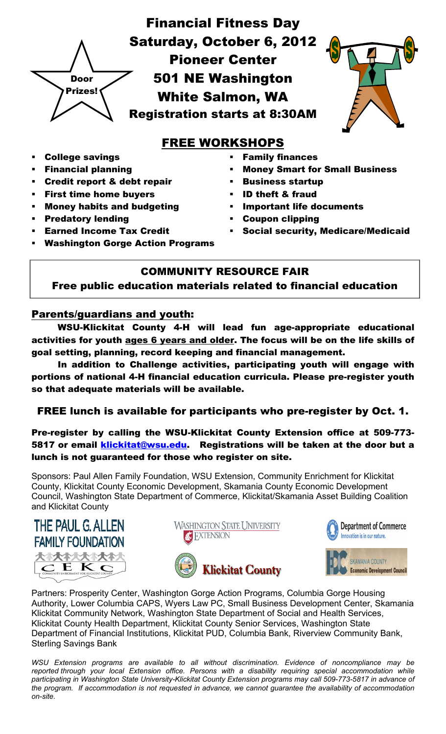Door Prizes!

# Financial Fitness Day

## Saturday, October 6, 2012

## Pioneer Center

## 501 NE Washington

## White Salmon, WA

## Registration starts at 8:30AM

## FREE WORKSHOPS

- College savings
- Financial planning
- Credit report & debt repair
- First time home buyers
- Money habits and budgeting
- Predatory lending
- Earned Income Tax Credit
- Washington Gorge Action Programs
- Family finances
- Money Smart for Small Business
- Business startup
- ID theft & fraud
- Important life documents
- Coupon clipping
- Social security, Medicare/Medicaid

### COMMUNITY RESOURCE FAIR

**Free public education materials related to financial education**

### Parents/guardians and youth:

**WSU-Klickitat County 4-H will lead fun age-appropriate educational activities for youth ages 6 years and older. The focus will be on the life skills of goal setting, planning, record keeping and financial management.**

**In addition to Challenge activities, participating youth will engage with portions of national 4-H financial education curricula. Please pre-register youth so that adequate materials will be available.**

### FREE lunch is available for participants who pre-register by Oct. 1.

**Pre-register by calling the WSU-Klickitat County Extension office at 509-773-5817 or email klickitat@wsu.edu. Registrations will be taken at the door but a lunch is not guaranteed for those who register on site.**

Sponsors: Paul Allen Family Foundation, WSU Extension, Community Enrichment for Klickitat County, Klickitat County Economic Development, Skamania County Economic Development Council, Washington State Department of Commerce, Klickitat/Skamania Asset Building Coalition and Klickitat County

THE PAUL G. ALLEN FAMILY FOUNDATION

CEKC — COMMUNITY ENRICHMENT FOR KLICKITAT COUNTY

WASHINGTON STATE UNIVERSITY EXTENSION

Klickitat County

Department of Commerce — Innovation is in our nature.

SKAMANIA COUNTY Economic Development Council

Partners: Prosperity Center, Washington Gorge Action Programs, Columbia Gorge Housing Authority, Lower Columbia CAPS, Wyers Law PC, Small Business Development Center, Skamania Klickitat Community Network, Washington State Department of Social and Health Services, Klickitat County Health Department, Klickitat County Senior Services, Washington State Department of Financial Institutions, Klickitat PUD, Columbia Bank, Riverview Community Bank, Sterling Savings Bank

*WSU Extension programs are available to all without discrimination. Evidence of noncompliance may be reported through your local Extension office. Persons with a disability requiring special accommodation while participating in Washington State University-Klickitat County Extension programs may call 509-773-5817 in advance of the program. If accommodation is not requested in advance, we cannot guarantee the availability of accommodation on-site.*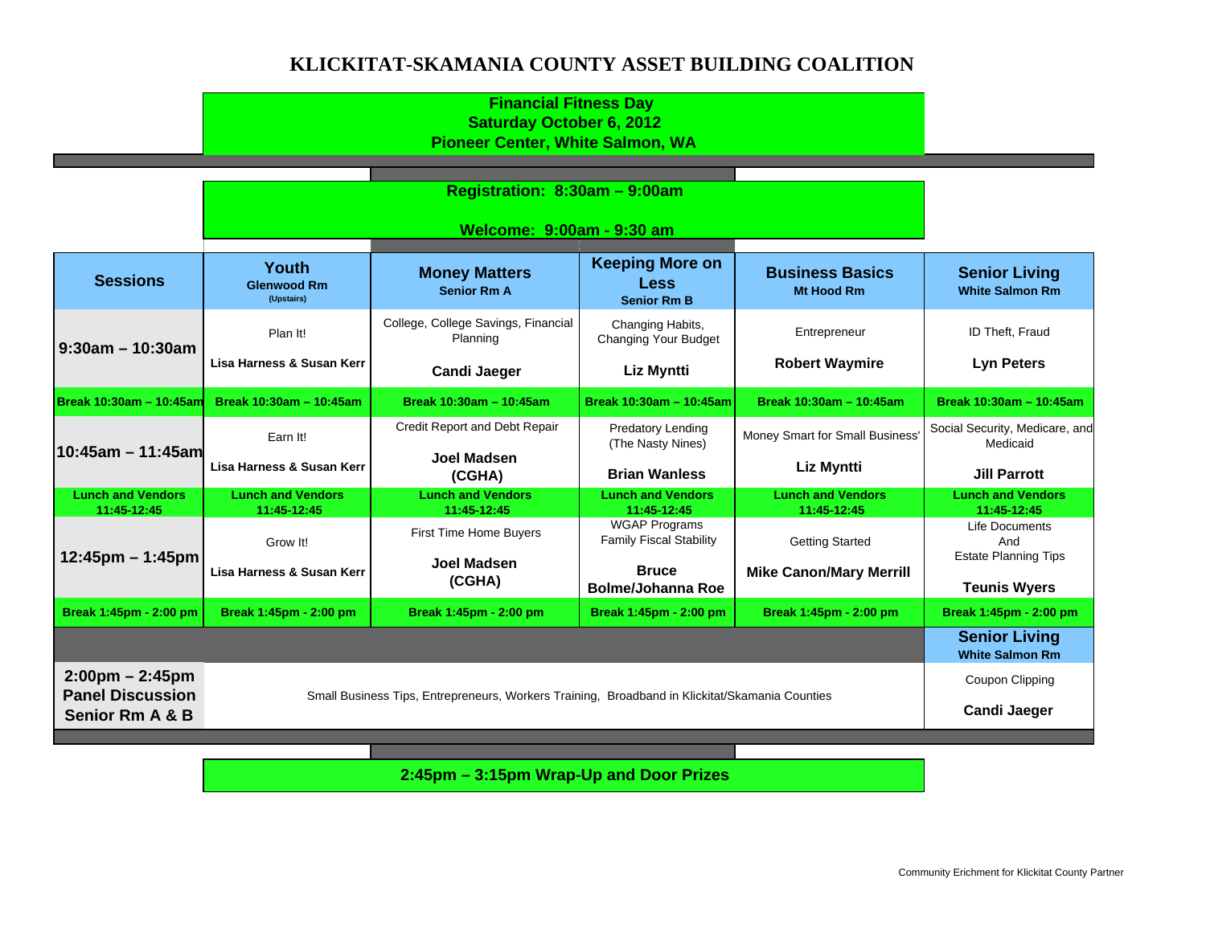# KLICKITAT-SKAMANIA COUNTY ASSET BUILDING COALITION

**Financial Fitness Day**
**Saturday October 6, 2012**
**Pioneer Center, White Salmon, WA**

**Registration: 8:30am – 9:00am**

**Welcome: 9:00am - 9:30 am**

| Sessions | Youth<br>Glenwood Rm<br>(Upstairs) | Money Matters<br>Senior Rm A | Keeping More on Less<br>Senior Rm B | Business Basics<br>Mt Hood Rm | Senior Living<br>White Salmon Rm |
|---|---|---|---|---|---|
| **9:30am – 10:30am** | Plan It!<br>**Lisa Harness & Susan Kerr** | College, College Savings, Financial Planning<br>**Candi Jaeger** | Changing Habits, Changing Your Budget<br>**Liz Myntti** | Entrepreneur<br>**Robert Waymire** | ID Theft, Fraud<br>**Lyn Peters** |
| **Break 10:30am – 10:45am** | **Break 10:30am – 10:45am** | **Break 10:30am – 10:45am** | **Break 10:30am – 10:45am** | **Break 10:30am – 10:45am** | **Break 10:30am – 10:45am** |
| **10:45am – 11:45am** | Earn It!<br>**Lisa Harness & Susan Kerr** | Credit Report and Debt Repair<br>**Joel Madsen (CGHA)** | Predatory Lending (The Nasty Nines)<br>**Brian Wanless** | Money Smart for Small Business'<br>**Liz Myntti** | Social Security, Medicare, and Medicaid<br>**Jill Parrott** |
| **Lunch and Vendors 11:45-12:45** | **Lunch and Vendors 11:45-12:45** | **Lunch and Vendors 11:45-12:45** | **Lunch and Vendors 11:45-12:45** | **Lunch and Vendors 11:45-12:45** | **Lunch and Vendors 11:45-12:45** |
| **12:45pm – 1:45pm** | Grow It!<br>**Lisa Harness & Susan Kerr** | First Time Home Buyers<br>**Joel Madsen (CGHA)** | WGAP Programs<br>Family Fiscal Stability<br>**Bruce Bolme/Johanna Roe** | Getting Started<br>**Mike Canon/Mary Merrill** | Life Documents And Estate Planning Tips<br>**Teunis Wyers** |
| **Break 1:45pm - 2:00 pm** | **Break 1:45pm - 2:00 pm** | **Break 1:45pm - 2:00 pm** | **Break 1:45pm - 2:00 pm** | **Break 1:45pm - 2:00 pm** | **Break 1:45pm - 2:00 pm** |
| | | | | | **Senior Living**<br>**White Salmon Rm** |
| **2:00pm – 2:45pm Panel Discussion Senior Rm A & B** | Small Business Tips, Entrepreneurs, Workers Training, Broadband in Klickitat/Skamania Counties | | | | Coupon Clipping<br>**Candi Jaeger** |

**2:45pm – 3:15pm Wrap-Up and Door Prizes**

Community Erichment for Klickitat County Partner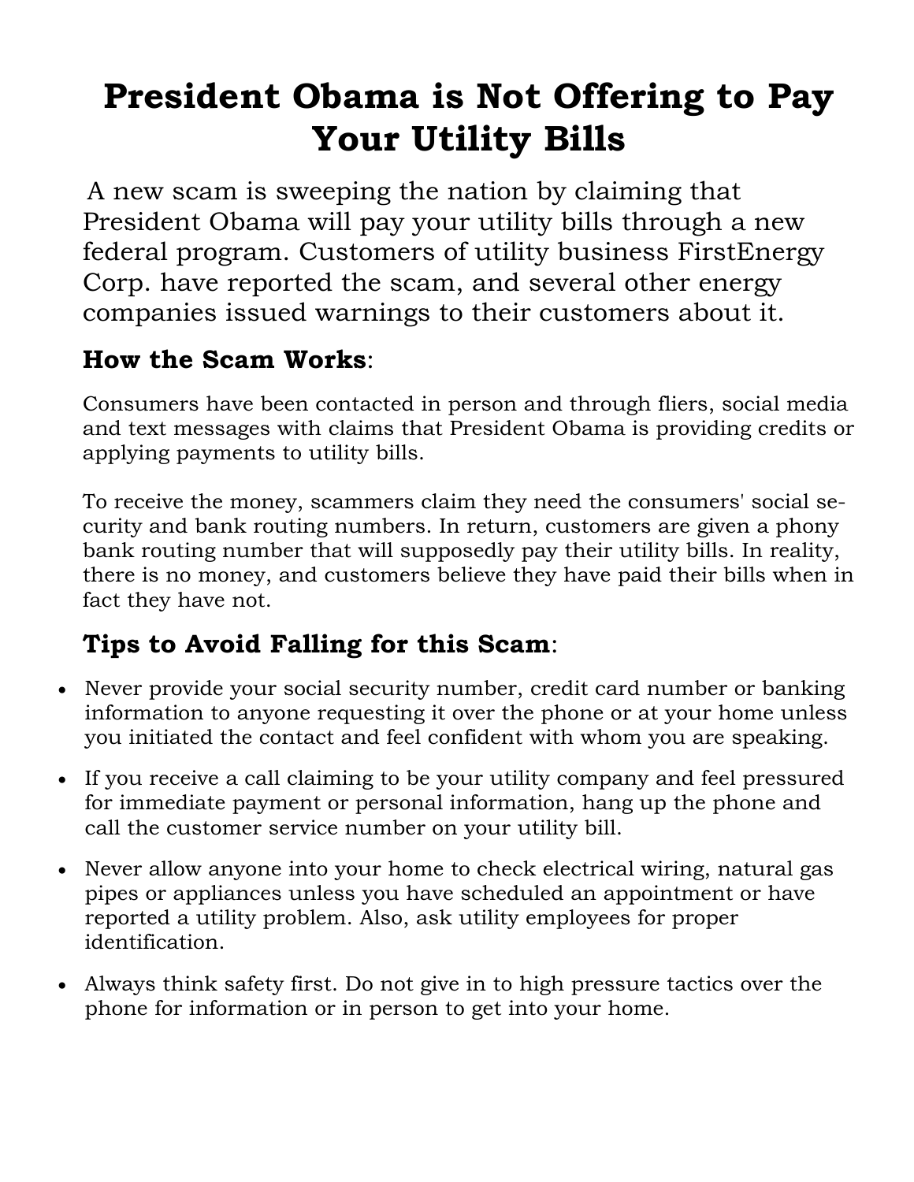# President Obama is Not Offering to Pay Your Utility Bills

A new scam is sweeping the nation by claiming that President Obama will pay your utility bills through a new federal program. Customers of utility business FirstEnergy Corp. have reported the scam, and several other energy companies issued warnings to their customers about it.

## How the Scam Works:

Consumers have been contacted in person and through fliers, social media and text messages with claims that President Obama is providing credits or applying payments to utility bills.

To receive the money, scammers claim they need the consumers' social security and bank routing numbers. In return, customers are given a phony bank routing number that will supposedly pay their utility bills. In reality, there is no money, and customers believe they have paid their bills when in fact they have not.

## Tips to Avoid Falling for this Scam:

- Never provide your social security number, credit card number or banking information to anyone requesting it over the phone or at your home unless you initiated the contact and feel confident with whom you are speaking.
- If you receive a call claiming to be your utility company and feel pressured for immediate payment or personal information, hang up the phone and call the customer service number on your utility bill.
- Never allow anyone into your home to check electrical wiring, natural gas pipes or appliances unless you have scheduled an appointment or have reported a utility problem. Also, ask utility employees for proper identification.
- Always think safety first. Do not give in to high pressure tactics over the phone for information or in person to get into your home.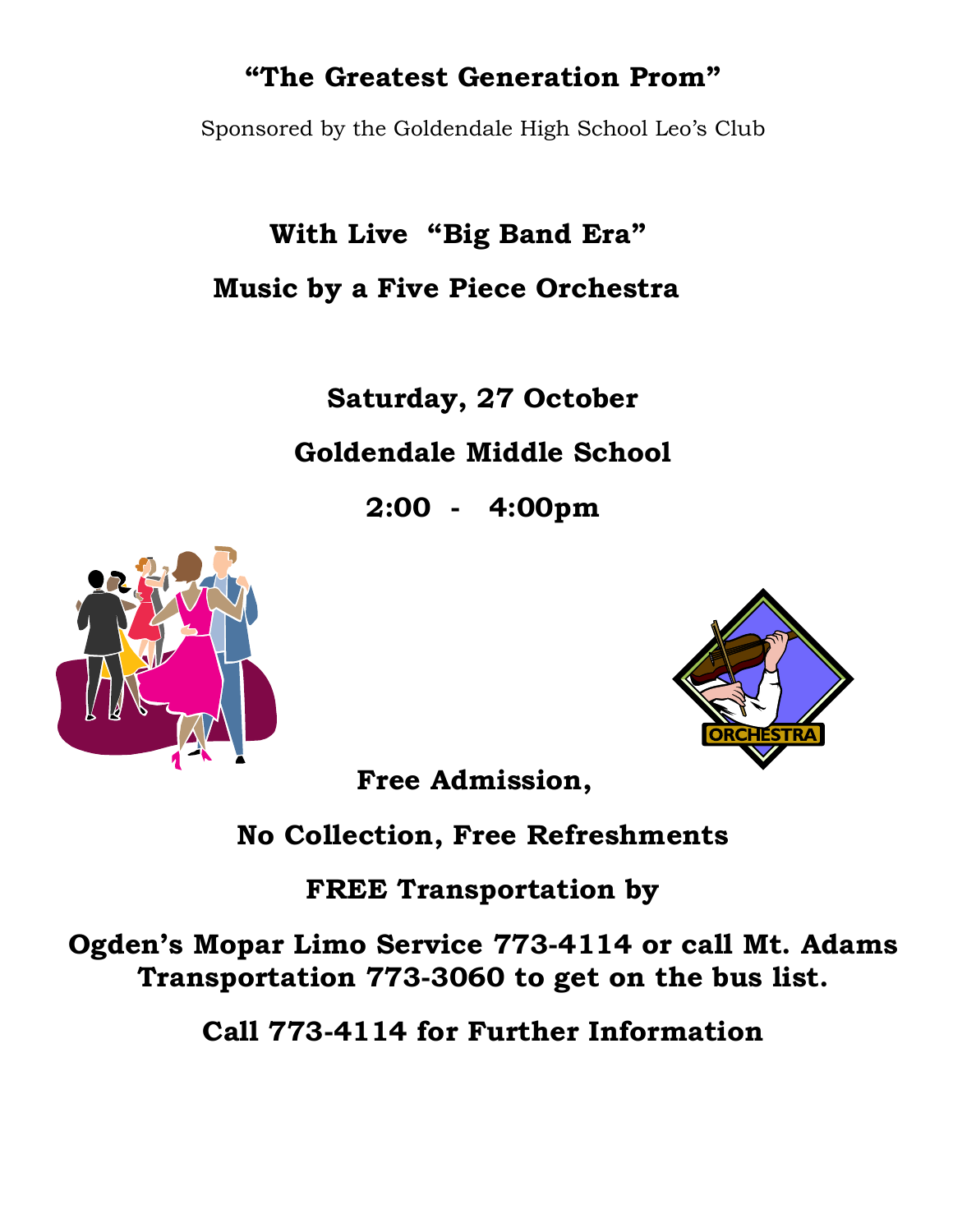# "The Greatest Generation Prom"

Sponsored by the Goldendale High School Leo's Club

**With Live "Big Band Era"**

**Music by a Five Piece Orchestra**

**Saturday, 27 October**

**Goldendale Middle School**

**2:00 - 4:00pm**

**Free Admission,**

**No Collection, Free Refreshments**

**FREE Transportation by**

**Ogden's Mopar Limo Service 773-4114 or call Mt. Adams Transportation 773-3060 to get on the bus list.**

**Call 773-4114 for Further Information**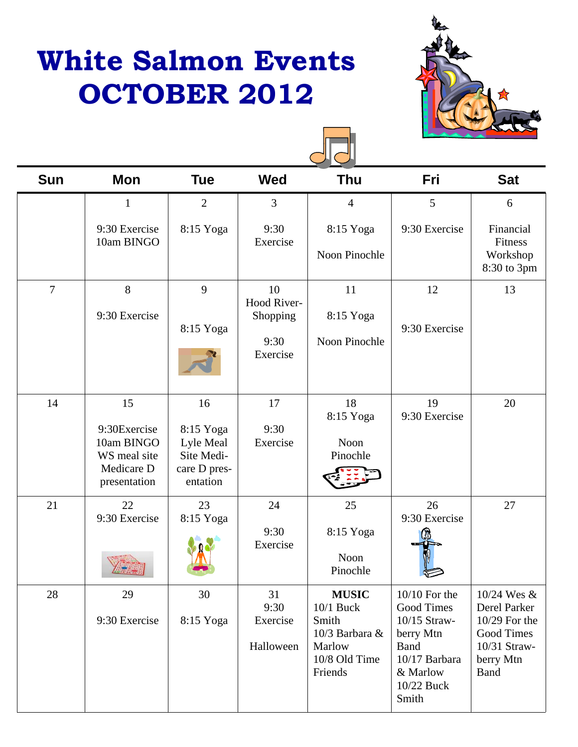# White Salmon Events OCTOBER 2012

| Sun | Mon | Tue | Wed | Thu | Fri | Sat |
|---|---|---|---|---|---|---|
| | 1<br>9:30 Exercise<br>10am BINGO | 2<br>8:15 Yoga | 3<br>9:30 Exercise | 4<br>8:15 Yoga<br>Noon Pinochle | 5<br>9:30 Exercise | 6<br>Financial Fitness Workshop 8:30 to 3pm |
| 7 | 8<br>9:30 Exercise | 9<br>8:15 Yoga | 10<br>Hood River-Shopping<br>9:30 Exercise | 11<br>8:15 Yoga<br>Noon Pinochle | 12<br>9:30 Exercise | 13 |
| 14 | 15<br>9:30Exercise<br>10am BINGO<br>WS meal site Medicare D presentation | 16<br>8:15 Yoga<br>Lyle Meal Site Medicare D presentation | 17<br>9:30 Exercise | 18<br>8:15 Yoga<br>Noon Pinochle | 19<br>9:30 Exercise | 20 |
| 21 | 22<br>9:30 Exercise | 23<br>8:15 Yoga | 24<br>9:30 Exercise | 25<br>8:15 Yoga<br>Noon Pinochle | 26<br>9:30 Exercise | 27 |
| 28 | 29<br>9:30 Exercise | 30<br>8:15 Yoga | 31<br>9:30 Exercise<br>Halloween | **MUSIC**<br>10/1 Buck Smith<br>10/3 Barbara & Marlow<br>10/8 Old Time Friends | 10/10 For the Good Times<br>10/15 Strawberry Mtn Band<br>10/17 Barbara & Marlow<br>10/22 Buck Smith | 10/24 Wes & Derel Parker<br>10/29 For the Good Times<br>10/31 Strawberry Mtn Band |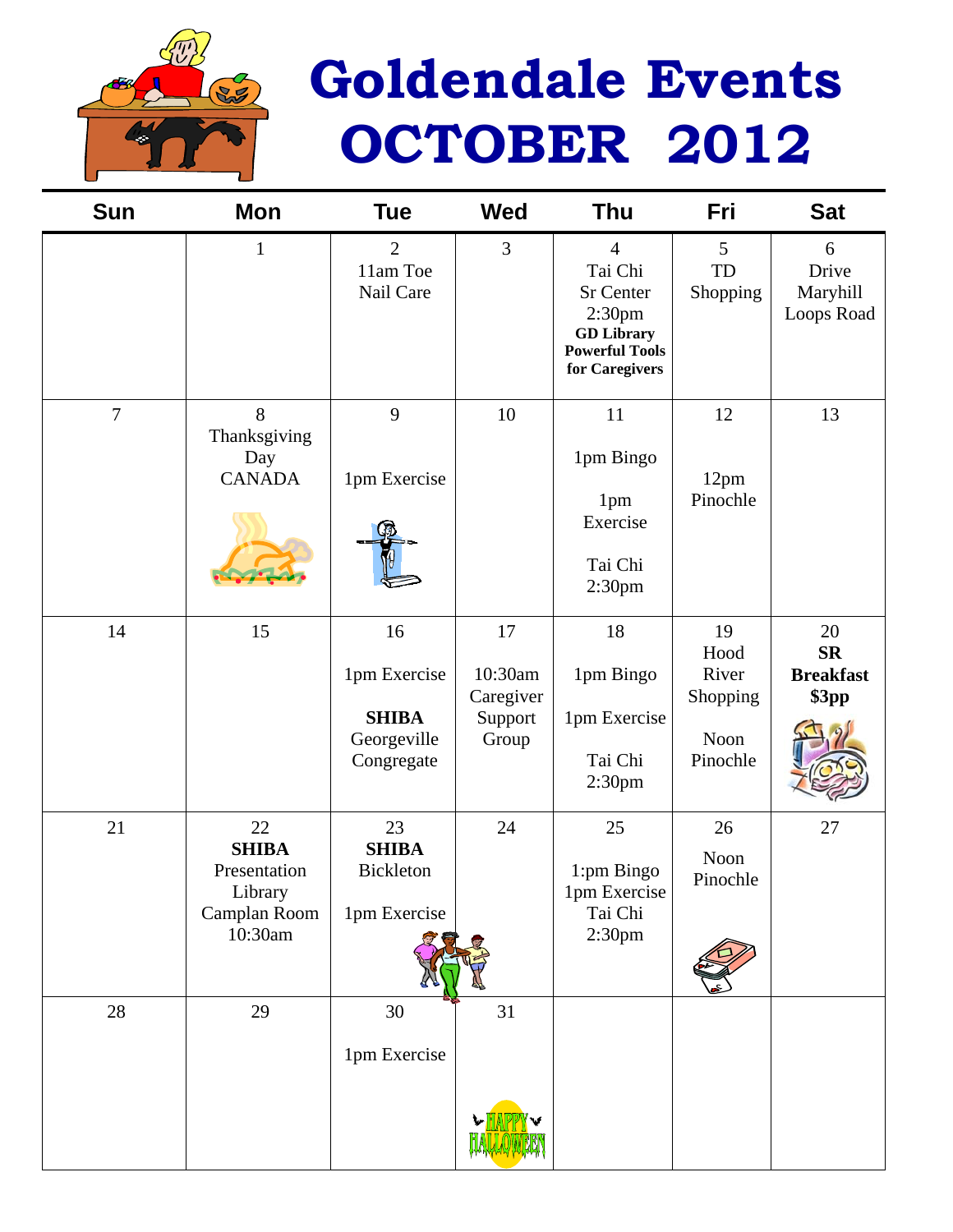# Goldendale Events
# OCTOBER 2012

| Sun | Mon | Tue | Wed | Thu | Fri | Sat |
|---|---|---|---|---|---|---|
| | 1 | 2<br>11am Toe Nail Care | 3 | 4<br>Tai Chi Sr Center 2:30pm<br>**GD Library Powerful Tools for Caregivers** | 5<br>TD Shopping | 6<br>Drive Maryhill Loops Road |
| 7 | 8<br>Thanksgiving Day CANADA | 9<br>1pm Exercise | 10 | 11<br>1pm Bingo<br>1pm Exercise<br>Tai Chi 2:30pm | 12<br>12pm Pinochle | 13 |
| 14 | 15 | 16<br>1pm Exercise<br>**SHIBA** Georgeville Congregate | 17<br>10:30am Caregiver Support Group | 18<br>1pm Bingo<br>1pm Exercise<br>Tai Chi 2:30pm | 19<br>Hood River Shopping<br>Noon Pinochle | 20<br>**SR Breakfast $3pp** |
| 21 | 22<br>**SHIBA** Presentation Library Camplan Room 10:30am | 23<br>**SHIBA** Bickleton<br>1pm Exercise | 24 | 25<br>1:pm Bingo<br>1pm Exercise<br>Tai Chi 2:30pm | 26<br>Noon Pinochle | 27 |
| 28 | 29 | 30<br>1pm Exercise | 31 | | | |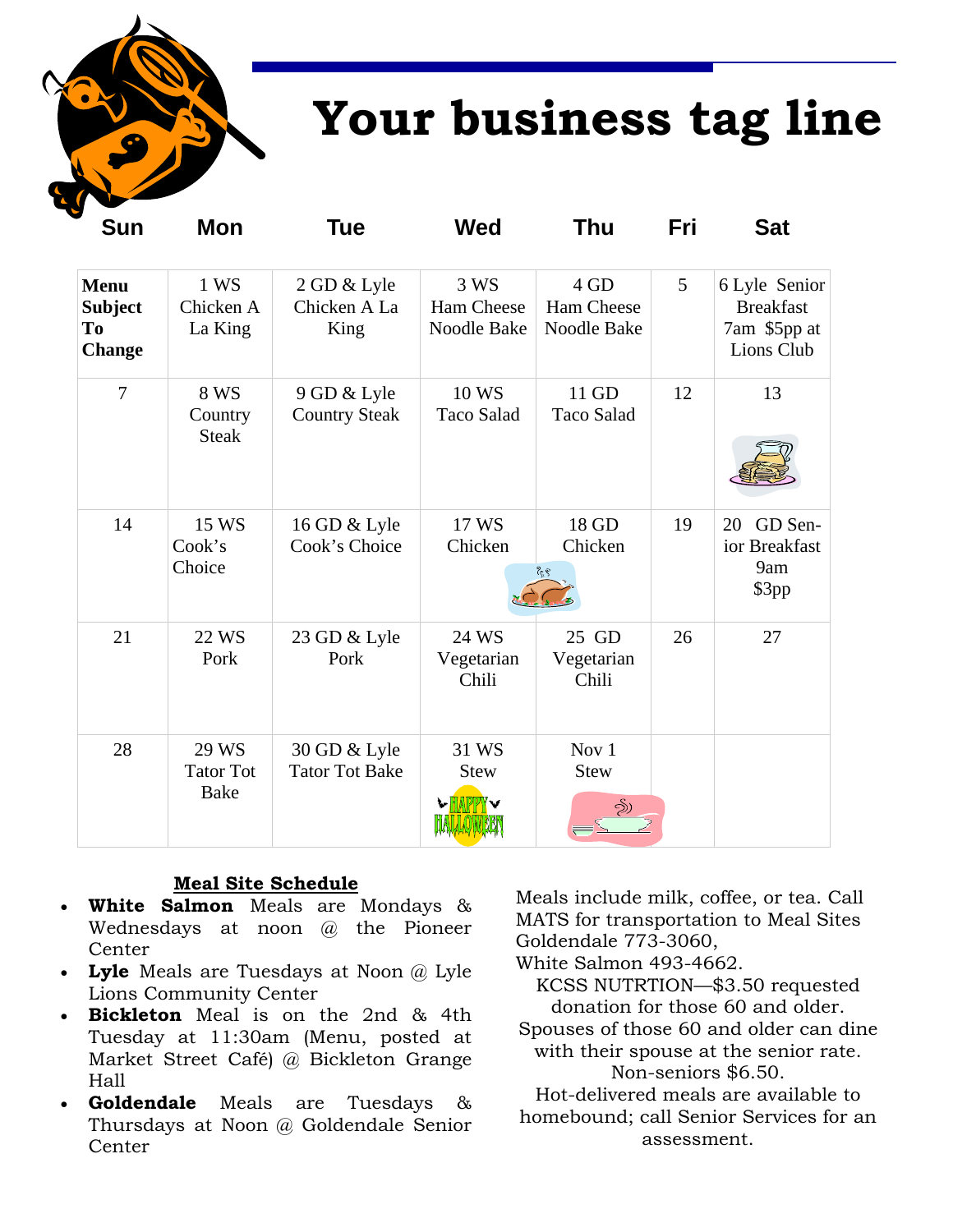# Your business tag line

| Sun | Mon | Tue | Wed | Thu | Fri | Sat |
|---|---|---|---|---|---|---|
| **Menu Subject To Change** | 1 WS Chicken A La King | 2 GD & Lyle Chicken A La King | 3 WS Ham Cheese Noodle Bake | 4 GD Ham Cheese Noodle Bake | 5 | 6 Lyle Senior Breakfast 7am $5pp at Lions Club |
| 7 | 8 WS Country Steak | 9 GD & Lyle Country Steak | 10 WS Taco Salad | 11 GD Taco Salad | 12 | 13 |
| 14 | 15 WS Cook's Choice | 16 GD & Lyle Cook's Choice | 17 WS Chicken | 18 GD Chicken | 19 | 20 GD Senior Breakfast 9am $3pp |
| 21 | 22 WS Pork | 23 GD & Lyle Pork | 24 WS Vegetarian Chili | 25 GD Vegetarian Chili | 26 | 27 |
| 28 | 29 WS Tator Tot Bake | 30 GD & Lyle Tator Tot Bake | 31 WS Stew | Nov 1 Stew | | |

## Meal Site Schedule

- **White Salmon** Meals are Mondays & Wednesdays at noon @ the Pioneer Center
- **Lyle** Meals are Tuesdays at Noon @ Lyle Lions Community Center
- **Bickleton** Meal is on the 2nd & 4th Tuesday at 11:30am (Menu, posted at Market Street Café) @ Bickleton Grange Hall
- **Goldendale** Meals are Tuesdays & Thursdays at Noon @ Goldendale Senior Center

Meals include milk, coffee, or tea. Call MATS for transportation to Meal Sites Goldendale 773-3060,
White Salmon 493-4662.

KCSS NUTRTION—$3.50 requested donation for those 60 and older.
Spouses of those 60 and older can dine with their spouse at the senior rate.
Non-seniors $6.50.
Hot-delivered meals are available to homebound; call Senior Services for an assessment.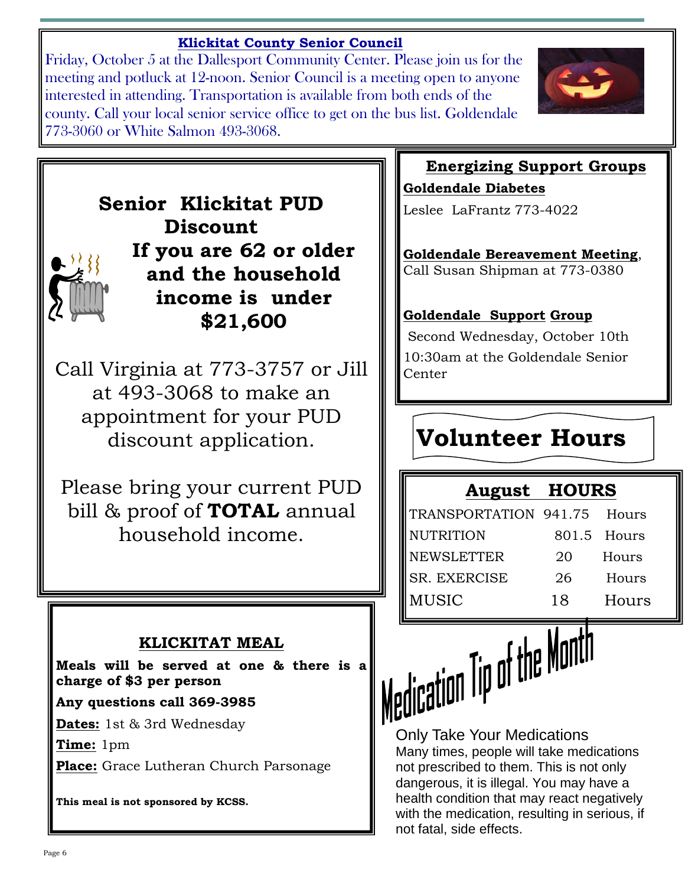## Klickitat County Senior Council

Friday, October 5 at the Dallesport Community Center. Please join us for the meeting and potluck at 12-noon. Senior Council is a meeting open to anyone interested in attending. Transportation is available from both ends of the county. Call your local senior service office to get on the bus list. Goldendale 773-3060 or White Salmon 493-3068.

## Senior Klickitat PUD Discount

**If you are 62 or older and the household income is under $21,600**

Call Virginia at 773-3757 or Jill at 493-3068 to make an appointment for your PUD discount application.

Please bring your current PUD bill & proof of **TOTAL** annual household income.

## KLICKITAT MEAL

**Meals will be served at one & there is a charge of $3 per person**

**Any questions call 369-3985**

**Dates:** 1st & 3rd Wednesday

**Time:** 1pm

**Place:** Grace Lutheran Church Parsonage

**This meal is not sponsored by KCSS.**

## Energizing Support Groups

**Goldendale Diabetes**

Leslee LaFrantz 773-4022

**Goldendale Bereavement Meeting**, Call Susan Shipman at 773-0380

**Goldendale Support Group**

Second Wednesday, October 10th 10:30am at the Goldendale Senior Center

## Volunteer Hours

| August | HOURS | |
|---|---|---|
| TRANSPORTATION | 941.75 | Hours |
| NUTRITION | 801.5 | Hours |
| NEWSLETTER | 20 | Hours |
| SR. EXERCISE | 26 | Hours |
| MUSIC | 18 | Hours |

## Medication Tip of the Month

Only Take Your Medications

Many times, people will take medications not prescribed to them. This is not only dangerous, it is illegal. You may have a health condition that may react negatively with the medication, resulting in serious, if not fatal, side effects.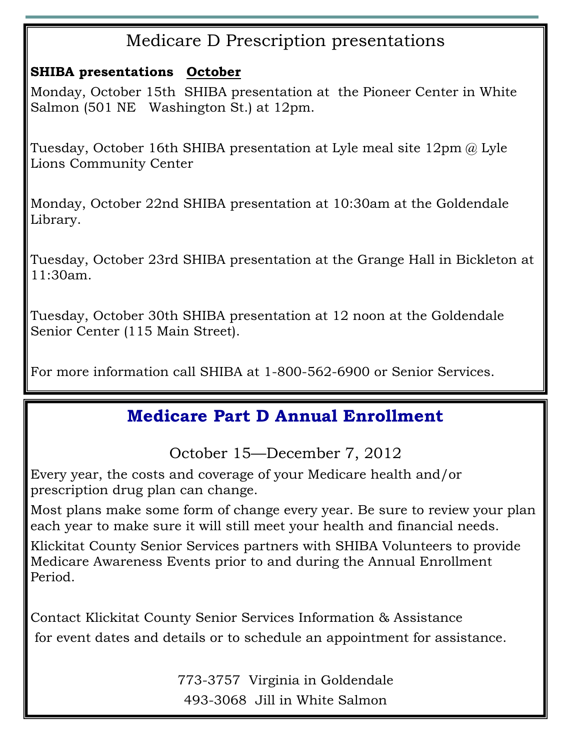# Medicare D Prescription presentations

**SHIBA presentations** **October**

Monday, October 15th SHIBA presentation at the Pioneer Center in White Salmon (501 NE Washington St.) at 12pm.

Tuesday, October 16th SHIBA presentation at Lyle meal site 12pm @ Lyle Lions Community Center

Monday, October 22nd SHIBA presentation at 10:30am at the Goldendale Library.

Tuesday, October 23rd SHIBA presentation at the Grange Hall in Bickleton at 11:30am.

Tuesday, October 30th SHIBA presentation at 12 noon at the Goldendale Senior Center (115 Main Street).

For more information call SHIBA at 1-800-562-6900 or Senior Services.

## Medicare Part D Annual Enrollment

October 15—December 7, 2012

Every year, the costs and coverage of your Medicare health and/or prescription drug plan can change.

Most plans make some form of change every year. Be sure to review your plan each year to make sure it will still meet your health and financial needs.

Klickitat County Senior Services partners with SHIBA Volunteers to provide Medicare Awareness Events prior to and during the Annual Enrollment Period.

Contact Klickitat County Senior Services Information & Assistance for event dates and details or to schedule an appointment for assistance.

773-3757 Virginia in Goldendale

493-3068 Jill in White Salmon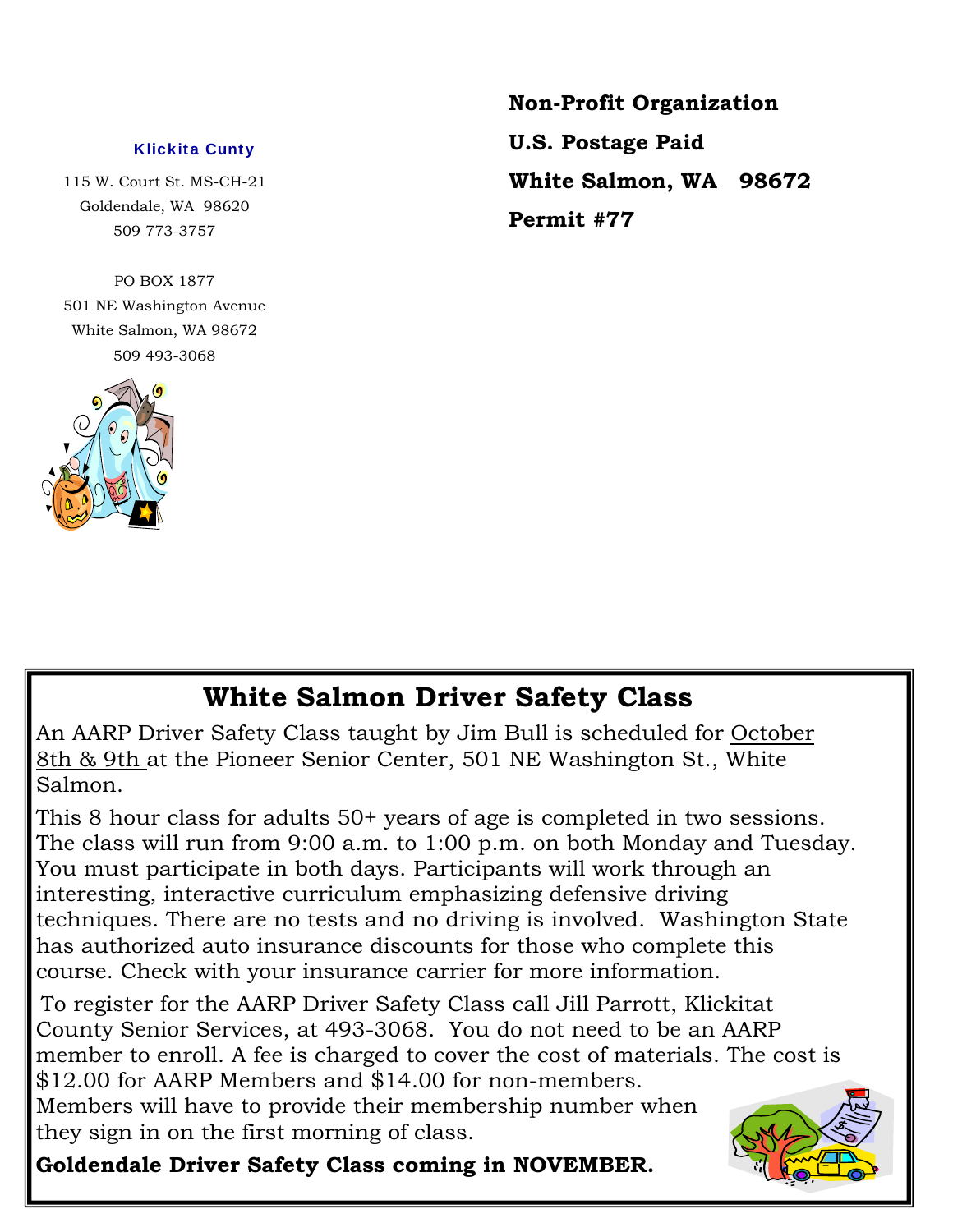**Klickita Cunty**

115 W. Court St. MS-CH-21
Goldendale, WA 98620
509 773-3757

PO BOX 1877
501 NE Washington Avenue
White Salmon, WA 98672
509 493-3068

**Non-Profit Organization**

**U.S. Postage Paid**

**White Salmon, WA 98672**

**Permit #77**

## White Salmon Driver Safety Class

An AARP Driver Safety Class taught by Jim Bull is scheduled for October 8th & 9th at the Pioneer Senior Center, 501 NE Washington St., White Salmon.

This 8 hour class for adults 50+ years of age is completed in two sessions. The class will run from 9:00 a.m. to 1:00 p.m. on both Monday and Tuesday. You must participate in both days. Participants will work through an interesting, interactive curriculum emphasizing defensive driving techniques. There are no tests and no driving is involved. Washington State has authorized auto insurance discounts for those who complete this course. Check with your insurance carrier for more information.

To register for the AARP Driver Safety Class call Jill Parrott, Klickitat County Senior Services, at 493-3068. You do not need to be an AARP member to enroll. A fee is charged to cover the cost of materials. The cost is $12.00 for AARP Members and $14.00 for non-members. Members will have to provide their membership number when they sign in on the first morning of class.

**Goldendale Driver Safety Class coming in NOVEMBER.**